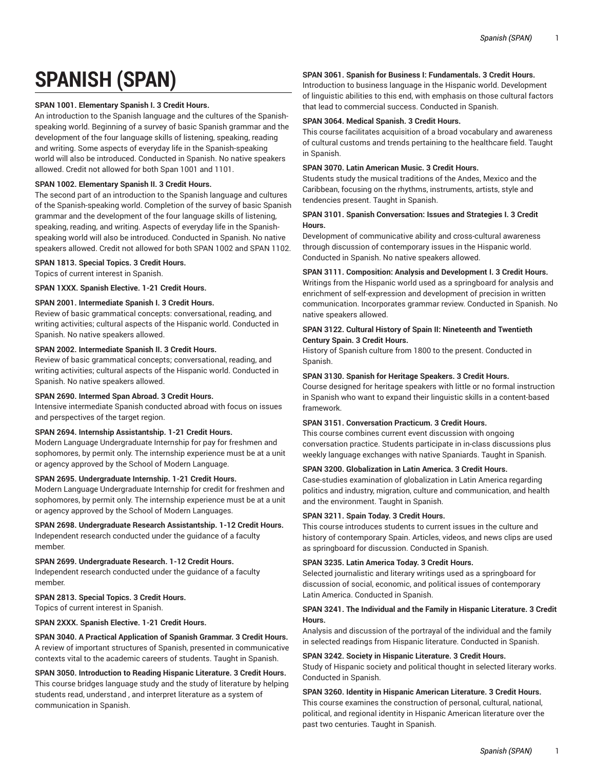# SPANISH (SPAN)

**SPAN 1001. Elementary Spanish I. 3 Credit Hours.**
An introduction to the Spanish language and the cultures of the Spanish-speaking world. Beginning of a survey of basic Spanish grammar and the development of the four language skills of listening, speaking, reading and writing. Some aspects of everyday life in the Spanish-speaking world will also be introduced. Conducted in Spanish. No native speakers allowed. Credit not allowed for both Span 1001 and 1101.

**SPAN 1002. Elementary Spanish II. 3 Credit Hours.**
The second part of an introduction to the Spanish language and cultures of the Spanish-speaking world. Completion of the survey of basic Spanish grammar and the development of the four language skills of listening, speaking, reading, and writing. Aspects of everyday life in the Spanish-speaking world will also be introduced. Conducted in Spanish. No native speakers allowed. Credit not allowed for both SPAN 1002 and SPAN 1102.

**SPAN 1813. Special Topics. 3 Credit Hours.**
Topics of current interest in Spanish.

**SPAN 1XXX. Spanish Elective. 1-21 Credit Hours.**

**SPAN 2001. Intermediate Spanish I. 3 Credit Hours.**
Review of basic grammatical concepts: conversational, reading, and writing activities; cultural aspects of the Hispanic world. Conducted in Spanish. No native speakers allowed.

**SPAN 2002. Intermediate Spanish II. 3 Credit Hours.**
Review of basic grammatical concepts; conversational, reading, and writing activities; cultural aspects of the Hispanic world. Conducted in Spanish. No native speakers allowed.

**SPAN 2690. Intermed Span Abroad. 3 Credit Hours.**
Intensive intermediate Spanish conducted abroad with focus on issues and perspectives of the target region.

**SPAN 2694. Internship Assistantship. 1-21 Credit Hours.**
Modern Language Undergraduate Internship for pay for freshmen and sophomores, by permit only. The internship experience must be at a unit or agency approved by the School of Modern Language.

**SPAN 2695. Undergraduate Internship. 1-21 Credit Hours.**
Modern Language Undergraduate Internship for credit for freshmen and sophomores, by permit only. The internship experience must be at a unit or agency approved by the School of Modern Languages.

**SPAN 2698. Undergraduate Research Assistantship. 1-12 Credit Hours.**
Independent research conducted under the guidance of a faculty member.

**SPAN 2699. Undergraduate Research. 1-12 Credit Hours.**
Independent research conducted under the guidance of a faculty member.

**SPAN 2813. Special Topics. 3 Credit Hours.**
Topics of current interest in Spanish.

**SPAN 2XXX. Spanish Elective. 1-21 Credit Hours.**

**SPAN 3040. A Practical Application of Spanish Grammar. 3 Credit Hours.**
A review of important structures of Spanish, presented in communicative contexts vital to the academic careers of students. Taught in Spanish.

**SPAN 3050. Introduction to Reading Hispanic Literature. 3 Credit Hours.**
This course bridges language study and the study of literature by helping students read, understand , and interpret literature as a system of communication in Spanish.

**SPAN 3061. Spanish for Business I: Fundamentals. 3 Credit Hours.**
Introduction to business language in the Hispanic world. Development of linguistic abilities to this end, with emphasis on those cultural factors that lead to commercial success. Conducted in Spanish.

**SPAN 3064. Medical Spanish. 3 Credit Hours.**
This course facilitates acquisition of a broad vocabulary and awareness of cultural customs and trends pertaining to the healthcare field. Taught in Spanish.

**SPAN 3070. Latin American Music. 3 Credit Hours.**
Students study the musical traditions of the Andes, Mexico and the Caribbean, focusing on the rhythms, instruments, artists, style and tendencies present. Taught in Spanish.

**SPAN 3101. Spanish Conversation: Issues and Strategies I. 3 Credit Hours.**
Development of communicative ability and cross-cultural awareness through discussion of contemporary issues in the Hispanic world. Conducted in Spanish. No native speakers allowed.

**SPAN 3111. Composition: Analysis and Development I. 3 Credit Hours.**
Writings from the Hispanic world used as a springboard for analysis and enrichment of self-expression and development of precision in written communication. Incorporates grammar review. Conducted in Spanish. No native speakers allowed.

**SPAN 3122. Cultural History of Spain II: Nineteenth and Twentieth Century Spain. 3 Credit Hours.**
History of Spanish culture from 1800 to the present. Conducted in Spanish.

**SPAN 3130. Spanish for Heritage Speakers. 3 Credit Hours.**
Course designed for heritage speakers with little or no formal instruction in Spanish who want to expand their linguistic skills in a content-based framework.

**SPAN 3151. Conversation Practicum. 3 Credit Hours.**
This course combines current event discussion with ongoing conversation practice. Students participate in in-class discussions plus weekly language exchanges with native Spaniards. Taught in Spanish.

**SPAN 3200. Globalization in Latin America. 3 Credit Hours.**
Case-studies examination of globalization in Latin America regarding politics and industry, migration, culture and communication, and health and the environment. Taught in Spanish.

**SPAN 3211. Spain Today. 3 Credit Hours.**
This course introduces students to current issues in the culture and history of contemporary Spain. Articles, videos, and news clips are used as springboard for discussion. Conducted in Spanish.

**SPAN 3235. Latin America Today. 3 Credit Hours.**
Selected journalistic and literary writings used as a springboard for discussion of social, economic, and political issues of contemporary Latin America. Conducted in Spanish.

**SPAN 3241. The Individual and the Family in Hispanic Literature. 3 Credit Hours.**
Analysis and discussion of the portrayal of the individual and the family in selected readings from Hispanic literature. Conducted in Spanish.

**SPAN 3242. Society in Hispanic Literature. 3 Credit Hours.**
Study of Hispanic society and political thought in selected literary works. Conducted in Spanish.

**SPAN 3260. Identity in Hispanic American Literature. 3 Credit Hours.**
This course examines the construction of personal, cultural, national, political, and regional identity in Hispanic American literature over the past two centuries. Taught in Spanish.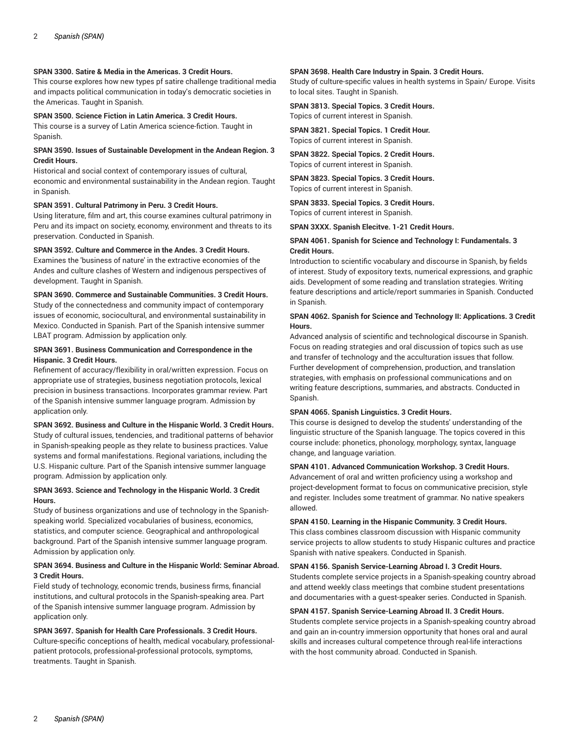**SPAN 3300. Satire & Media in the Americas. 3 Credit Hours.**
This course explores how new types pf satire challenge traditional media and impacts political communication in today's democratic societies in the Americas. Taught in Spanish.

**SPAN 3500. Science Fiction in Latin America. 3 Credit Hours.**
This course is a survey of Latin America science-fiction. Taught in Spanish.

**SPAN 3590. Issues of Sustainable Development in the Andean Region. 3 Credit Hours.**
Historical and social context of contemporary issues of cultural, economic and environmental sustainability in the Andean region. Taught in Spanish.

**SPAN 3591. Cultural Patrimony in Peru. 3 Credit Hours.**
Using literature, film and art, this course examines cultural patrimony in Peru and its impact on society, economy, environment and threats to its preservation. Conducted in Spanish.

**SPAN 3592. Culture and Commerce in the Andes. 3 Credit Hours.**
Examines the 'business of nature' in the extractive economies of the Andes and culture clashes of Western and indigenous perspectives of development. Taught in Spanish.

**SPAN 3690. Commerce and Sustainable Communities. 3 Credit Hours.**
Study of the connectedness and community impact of contemporary issues of economic, sociocultural, and environmental sustainability in Mexico. Conducted in Spanish. Part of the Spanish intensive summer LBAT program. Admission by application only.

**SPAN 3691. Business Communication and Correspondence in the Hispanic. 3 Credit Hours.**
Refinement of accuracy/flexibility in oral/written expression. Focus on appropriate use of strategies, business negotiation protocols, lexical precision in business transactions. Incorporates grammar review. Part of the Spanish intensive summer language program. Admission by application only.

**SPAN 3692. Business and Culture in the Hispanic World. 3 Credit Hours.**
Study of cultural issues, tendencies, and traditional patterns of behavior in Spanish-speaking people as they relate to business practices. Value systems and formal manifestations. Regional variations, including the U.S. Hispanic culture. Part of the Spanish intensive summer language program. Admission by application only.

**SPAN 3693. Science and Technology in the Hispanic World. 3 Credit Hours.**
Study of business organizations and use of technology in the Spanish-speaking world. Specialized vocabularies of business, economics, statistics, and computer science. Geographical and anthropological background. Part of the Spanish intensive summer language program. Admission by application only.

**SPAN 3694. Business and Culture in the Hispanic World: Seminar Abroad. 3 Credit Hours.**
Field study of technology, economic trends, business firms, financial institutions, and cultural protocols in the Spanish-speaking area. Part of the Spanish intensive summer language program. Admission by application only.

**SPAN 3697. Spanish for Health Care Professionals. 3 Credit Hours.**
Culture-specific conceptions of health, medical vocabulary, professional-patient protocols, professional-professional protocols, symptoms, treatments. Taught in Spanish.

**SPAN 3698. Health Care Industry in Spain. 3 Credit Hours.**
Study of culture-specific values in health systems in Spain/ Europe. Visits to local sites. Taught in Spanish.

**SPAN 3813. Special Topics. 3 Credit Hours.**
Topics of current interest in Spanish.

**SPAN 3821. Special Topics. 1 Credit Hour.**
Topics of current interest in Spanish.

**SPAN 3822. Special Topics. 2 Credit Hours.**
Topics of current interest in Spanish.

**SPAN 3823. Special Topics. 3 Credit Hours.**
Topics of current interest in Spanish.

**SPAN 3833. Special Topics. 3 Credit Hours.**
Topics of current interest in Spanish.

**SPAN 3XXX. Spanish Elecitve. 1-21 Credit Hours.**

**SPAN 4061. Spanish for Science and Technology I: Fundamentals. 3 Credit Hours.**
Introduction to scientific vocabulary and discourse in Spanish, by fields of interest. Study of expository texts, numerical expressions, and graphic aids. Development of some reading and translation strategies. Writing feature descriptions and article/report summaries in Spanish. Conducted in Spanish.

**SPAN 4062. Spanish for Science and Technology II: Applications. 3 Credit Hours.**
Advanced analysis of scientific and technological discourse in Spanish. Focus on reading strategies and oral discussion of topics such as use and transfer of technology and the acculturation issues that follow. Further development of comprehension, production, and translation strategies, with emphasis on professional communications and on writing feature descriptions, summaries, and abstracts. Conducted in Spanish.

**SPAN 4065. Spanish Linguistics. 3 Credit Hours.**
This course is designed to develop the students' understanding of the linguistic structure of the Spanish language. The topics covered in this course include: phonetics, phonology, morphology, syntax, language change, and language variation.

**SPAN 4101. Advanced Communication Workshop. 3 Credit Hours.**
Advancement of oral and written proficiency using a workshop and project-development format to focus on communicative precision, style and register. Includes some treatment of grammar. No native speakers allowed.

**SPAN 4150. Learning in the Hispanic Community. 3 Credit Hours.**
This class combines classroom discussion with Hispanic community service projects to allow students to study Hispanic cultures and practice Spanish with native speakers. Conducted in Spanish.

**SPAN 4156. Spanish Service-Learning Abroad I. 3 Credit Hours.**
Students complete service projects in a Spanish-speaking country abroad and attend weekly class meetings that combine student presentations and documentaries with a guest-speaker series. Conducted in Spanish.

**SPAN 4157. Spanish Service-Learning Abroad II. 3 Credit Hours.**
Students complete service projects in a Spanish-speaking country abroad and gain an in-country immersion opportunity that hones oral and aural skills and increases cultural competence through real-life interactions with the host community abroad. Conducted in Spanish.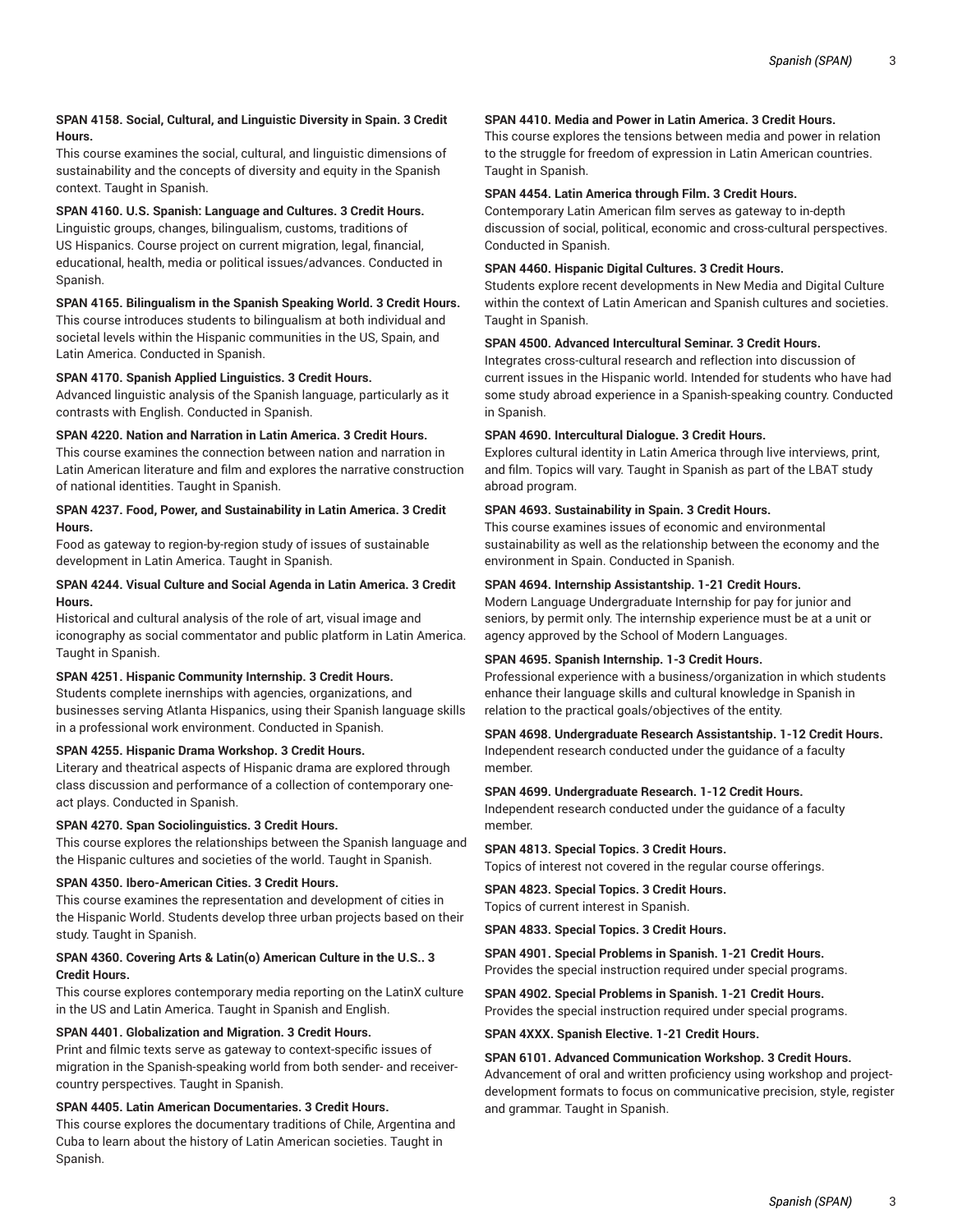**SPAN 4158. Social, Cultural, and Linguistic Diversity in Spain. 3 Credit Hours.**
This course examines the social, cultural, and linguistic dimensions of sustainability and the concepts of diversity and equity in the Spanish context. Taught in Spanish.

**SPAN 4160. U.S. Spanish: Language and Cultures. 3 Credit Hours.**
Linguistic groups, changes, bilingualism, customs, traditions of US Hispanics. Course project on current migration, legal, financial, educational, health, media or political issues/advances. Conducted in Spanish.

**SPAN 4165. Bilingualism in the Spanish Speaking World. 3 Credit Hours.**
This course introduces students to bilingualism at both individual and societal levels within the Hispanic communities in the US, Spain, and Latin America. Conducted in Spanish.

**SPAN 4170. Spanish Applied Linguistics. 3 Credit Hours.**
Advanced linguistic analysis of the Spanish language, particularly as it contrasts with English. Conducted in Spanish.

**SPAN 4220. Nation and Narration in Latin America. 3 Credit Hours.**
This course examines the connection between nation and narration in Latin American literature and film and explores the narrative construction of national identities. Taught in Spanish.

**SPAN 4237. Food, Power, and Sustainability in Latin America. 3 Credit Hours.**
Food as gateway to region-by-region study of issues of sustainable development in Latin America. Taught in Spanish.

**SPAN 4244. Visual Culture and Social Agenda in Latin America. 3 Credit Hours.**
Historical and cultural analysis of the role of art, visual image and iconography as social commentator and public platform in Latin America. Taught in Spanish.

**SPAN 4251. Hispanic Community Internship. 3 Credit Hours.**
Students complete inernships with agencies, organizations, and businesses serving Atlanta Hispanics, using their Spanish language skills in a professional work environment. Conducted in Spanish.

**SPAN 4255. Hispanic Drama Workshop. 3 Credit Hours.**
Literary and theatrical aspects of Hispanic drama are explored through class discussion and performance of a collection of contemporary one-act plays. Conducted in Spanish.

**SPAN 4270. Span Sociolinguistics. 3 Credit Hours.**
This course explores the relationships between the Spanish language and the Hispanic cultures and societies of the world. Taught in Spanish.

**SPAN 4350. Ibero-American Cities. 3 Credit Hours.**
This course examines the representation and development of cities in the Hispanic World. Students develop three urban projects based on their study. Taught in Spanish.

**SPAN 4360. Covering Arts & Latin(o) American Culture in the U.S.. 3 Credit Hours.**
This course explores contemporary media reporting on the LatinX culture in the US and Latin America. Taught in Spanish and English.

**SPAN 4401. Globalization and Migration. 3 Credit Hours.**
Print and filmic texts serve as gateway to context-specific issues of migration in the Spanish-speaking world from both sender- and receiver-country perspectives. Taught in Spanish.

**SPAN 4405. Latin American Documentaries. 3 Credit Hours.**
This course explores the documentary traditions of Chile, Argentina and Cuba to learn about the history of Latin American societies. Taught in Spanish.

**SPAN 4410. Media and Power in Latin America. 3 Credit Hours.**
This course explores the tensions between media and power in relation to the struggle for freedom of expression in Latin American countries. Taught in Spanish.

**SPAN 4454. Latin America through Film. 3 Credit Hours.**
Contemporary Latin American film serves as gateway to in-depth discussion of social, political, economic and cross-cultural perspectives. Conducted in Spanish.

**SPAN 4460. Hispanic Digital Cultures. 3 Credit Hours.**
Students explore recent developments in New Media and Digital Culture within the context of Latin American and Spanish cultures and societies. Taught in Spanish.

**SPAN 4500. Advanced Intercultural Seminar. 3 Credit Hours.**
Integrates cross-cultural research and reflection into discussion of current issues in the Hispanic world. Intended for students who have had some study abroad experience in a Spanish-speaking country. Conducted in Spanish.

**SPAN 4690. Intercultural Dialogue. 3 Credit Hours.**
Explores cultural identity in Latin America through live interviews, print, and film. Topics will vary. Taught in Spanish as part of the LBAT study abroad program.

**SPAN 4693. Sustainability in Spain. 3 Credit Hours.**
This course examines issues of economic and environmental sustainability as well as the relationship between the economy and the environment in Spain. Conducted in Spanish.

**SPAN 4694. Internship Assistantship. 1-21 Credit Hours.**
Modern Language Undergraduate Internship for pay for junior and seniors, by permit only. The internship experience must be at a unit or agency approved by the School of Modern Languages.

**SPAN 4695. Spanish Internship. 1-3 Credit Hours.**
Professional experience with a business/organization in which students enhance their language skills and cultural knowledge in Spanish in relation to the practical goals/objectives of the entity.

**SPAN 4698. Undergraduate Research Assistantship. 1-12 Credit Hours.**
Independent research conducted under the guidance of a faculty member.

**SPAN 4699. Undergraduate Research. 1-12 Credit Hours.**
Independent research conducted under the guidance of a faculty member.

**SPAN 4813. Special Topics. 3 Credit Hours.**
Topics of interest not covered in the regular course offerings.

**SPAN 4823. Special Topics. 3 Credit Hours.**
Topics of current interest in Spanish.

**SPAN 4833. Special Topics. 3 Credit Hours.**

**SPAN 4901. Special Problems in Spanish. 1-21 Credit Hours.**
Provides the special instruction required under special programs.

**SPAN 4902. Special Problems in Spanish. 1-21 Credit Hours.**
Provides the special instruction required under special programs.

**SPAN 4XXX. Spanish Elective. 1-21 Credit Hours.**

**SPAN 6101. Advanced Communication Workshop. 3 Credit Hours.**
Advancement of oral and written proficiency using workshop and project-development formats to focus on communicative precision, style, register and grammar. Taught in Spanish.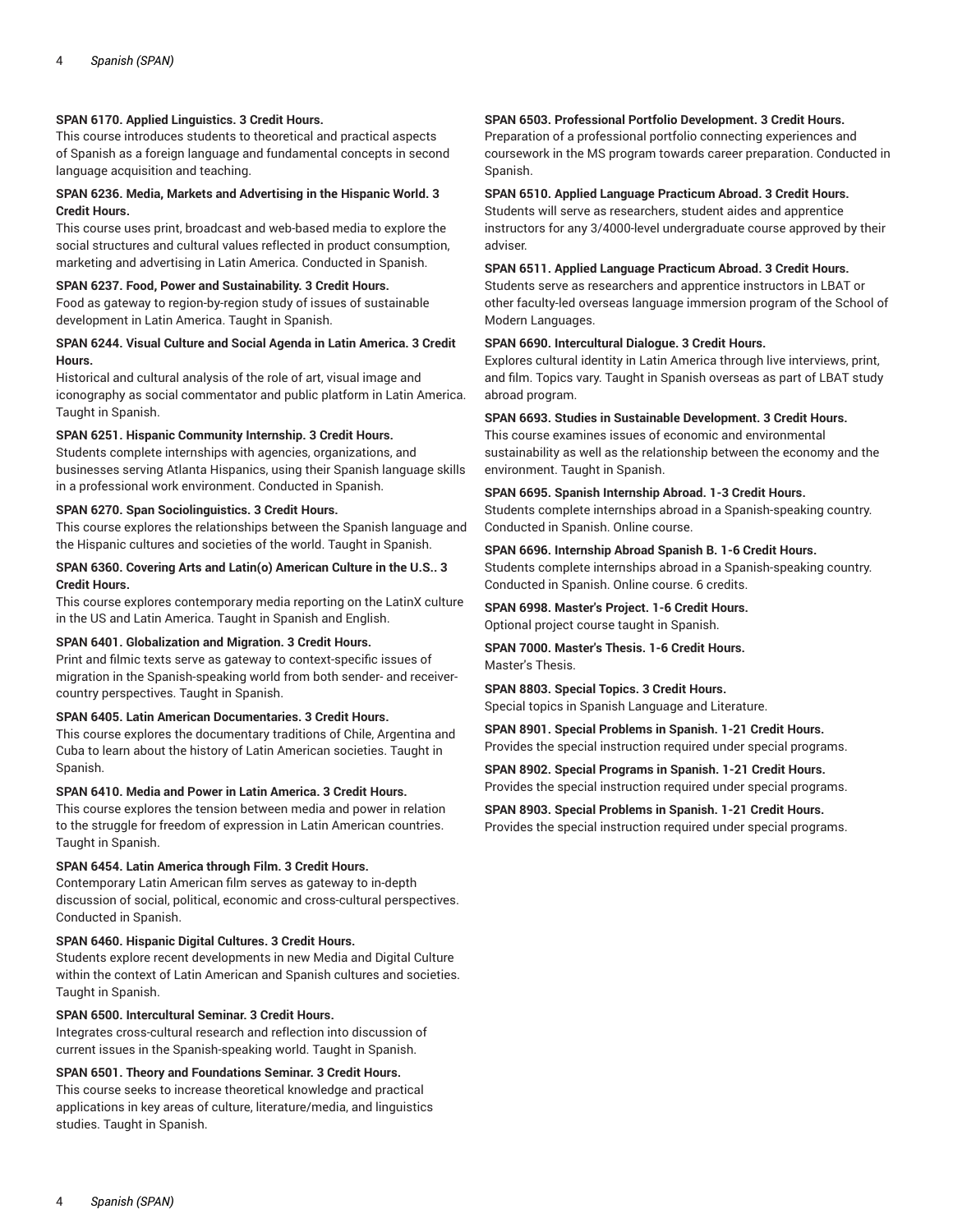**SPAN 6170. Applied Linguistics. 3 Credit Hours.**
This course introduces students to theoretical and practical aspects of Spanish as a foreign language and fundamental concepts in second language acquisition and teaching.

**SPAN 6236. Media, Markets and Advertising in the Hispanic World. 3 Credit Hours.**
This course uses print, broadcast and web-based media to explore the social structures and cultural values reflected in product consumption, marketing and advertising in Latin America. Conducted in Spanish.

**SPAN 6237. Food, Power and Sustainability. 3 Credit Hours.**
Food as gateway to region-by-region study of issues of sustainable development in Latin America. Taught in Spanish.

**SPAN 6244. Visual Culture and Social Agenda in Latin America. 3 Credit Hours.**
Historical and cultural analysis of the role of art, visual image and iconography as social commentator and public platform in Latin America. Taught in Spanish.

**SPAN 6251. Hispanic Community Internship. 3 Credit Hours.**
Students complete internships with agencies, organizations, and businesses serving Atlanta Hispanics, using their Spanish language skills in a professional work environment. Conducted in Spanish.

**SPAN 6270. Span Sociolinguistics. 3 Credit Hours.**
This course explores the relationships between the Spanish language and the Hispanic cultures and societies of the world. Taught in Spanish.

**SPAN 6360. Covering Arts and Latin(o) American Culture in the U.S.. 3 Credit Hours.**
This course explores contemporary media reporting on the LatinX culture in the US and Latin America. Taught in Spanish and English.

**SPAN 6401. Globalization and Migration. 3 Credit Hours.**
Print and filmic texts serve as gateway to context-specific issues of migration in the Spanish-speaking world from both sender- and receiver-country perspectives. Taught in Spanish.

**SPAN 6405. Latin American Documentaries. 3 Credit Hours.**
This course explores the documentary traditions of Chile, Argentina and Cuba to learn about the history of Latin American societies. Taught in Spanish.

**SPAN 6410. Media and Power in Latin America. 3 Credit Hours.**
This course explores the tension between media and power in relation to the struggle for freedom of expression in Latin American countries. Taught in Spanish.

**SPAN 6454. Latin America through Film. 3 Credit Hours.**
Contemporary Latin American film serves as gateway to in-depth discussion of social, political, economic and cross-cultural perspectives. Conducted in Spanish.

**SPAN 6460. Hispanic Digital Cultures. 3 Credit Hours.**
Students explore recent developments in new Media and Digital Culture within the context of Latin American and Spanish cultures and societies. Taught in Spanish.

**SPAN 6500. Intercultural Seminar. 3 Credit Hours.**
Integrates cross-cultural research and reflection into discussion of current issues in the Spanish-speaking world. Taught in Spanish.

**SPAN 6501. Theory and Foundations Seminar. 3 Credit Hours.**
This course seeks to increase theoretical knowledge and practical applications in key areas of culture, literature/media, and linguistics studies. Taught in Spanish.

**SPAN 6503. Professional Portfolio Development. 3 Credit Hours.**
Preparation of a professional portfolio connecting experiences and coursework in the MS program towards career preparation. Conducted in Spanish.

**SPAN 6510. Applied Language Practicum Abroad. 3 Credit Hours.**
Students will serve as researchers, student aides and apprentice instructors for any 3/4000-level undergraduate course approved by their adviser.

**SPAN 6511. Applied Language Practicum Abroad. 3 Credit Hours.**
Students serve as researchers and apprentice instructors in LBAT or other faculty-led overseas language immersion program of the School of Modern Languages.

**SPAN 6690. Intercultural Dialogue. 3 Credit Hours.**
Explores cultural identity in Latin America through live interviews, print, and film. Topics vary. Taught in Spanish overseas as part of LBAT study abroad program.

**SPAN 6693. Studies in Sustainable Development. 3 Credit Hours.**
This course examines issues of economic and environmental sustainability as well as the relationship between the economy and the environment. Taught in Spanish.

**SPAN 6695. Spanish Internship Abroad. 1-3 Credit Hours.**
Students complete internships abroad in a Spanish-speaking country. Conducted in Spanish. Online course.

**SPAN 6696. Internship Abroad Spanish B. 1-6 Credit Hours.**
Students complete internships abroad in a Spanish-speaking country. Conducted in Spanish. Online course. 6 credits.

**SPAN 6998. Master's Project. 1-6 Credit Hours.**
Optional project course taught in Spanish.

**SPAN 7000. Master's Thesis. 1-6 Credit Hours.**
Master's Thesis.

**SPAN 8803. Special Topics. 3 Credit Hours.**
Special topics in Spanish Language and Literature.

**SPAN 8901. Special Problems in Spanish. 1-21 Credit Hours.**
Provides the special instruction required under special programs.

**SPAN 8902. Special Programs in Spanish. 1-21 Credit Hours.**
Provides the special instruction required under special programs.

**SPAN 8903. Special Problems in Spanish. 1-21 Credit Hours.**
Provides the special instruction required under special programs.